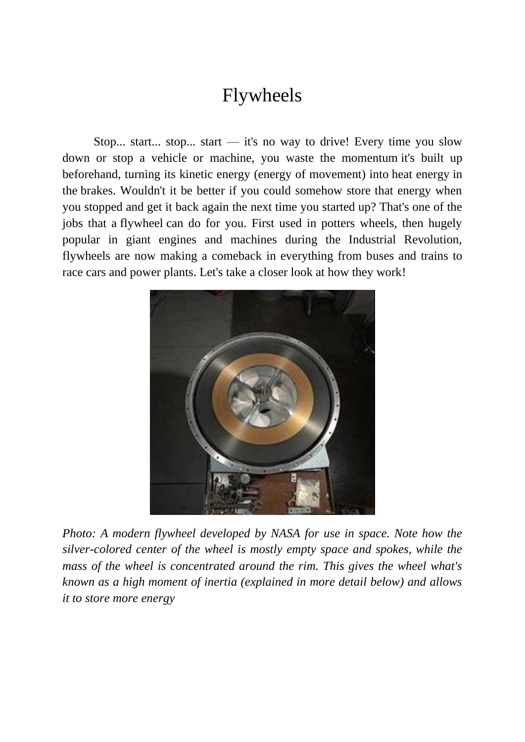# Flywheels

Stop... start... stop... start — it's no way to drive! Every time you slow down or stop a vehicle or machine, you waste the momentum it's built up beforehand, turning its kinetic energy (energy of movement) into heat energy in the brakes. Wouldn't it be better if you could somehow store that energy when you stopped and get it back again the next time you started up? That's one of the jobs that a flywheel can do for you. First used in potters wheels, then hugely popular in giant engines and machines during the Industrial Revolution, flywheels are now making a comeback in everything from buses and trains to race cars and power plants. Let's take a closer look at how they work!

*Photo: A modern flywheel developed by NASA for use in space. Note how the silver-colored center of the wheel is mostly empty space and spokes, while the mass of the wheel is concentrated around the rim. This gives the wheel what's known as a high moment of inertia (explained in more detail below) and allows it to store more energy*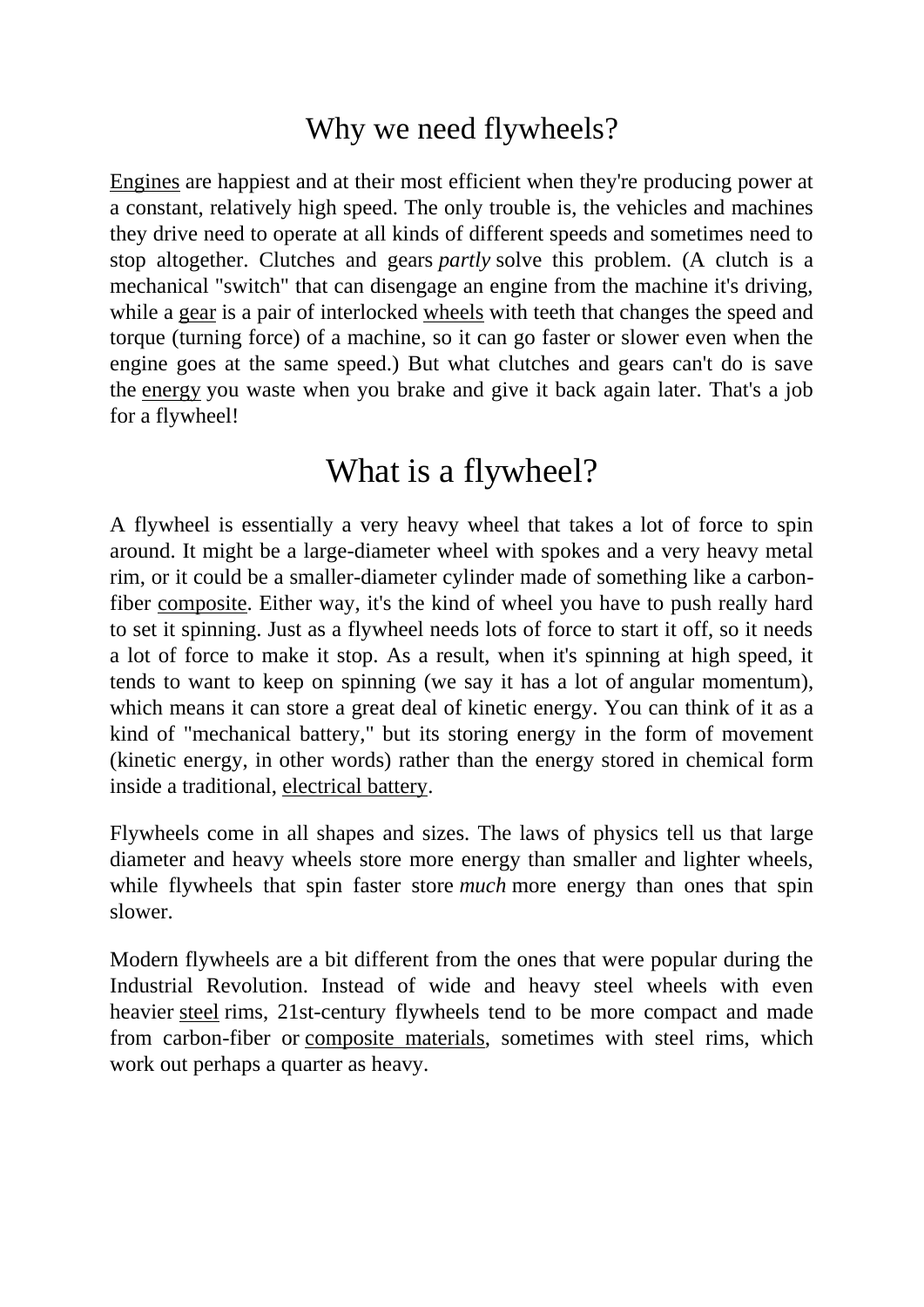# Why we need flywheels?

Engines are happiest and at their most efficient when they're producing power at a constant, relatively high speed. The only trouble is, the vehicles and machines they drive need to operate at all kinds of different speeds and sometimes need to stop altogether. Clutches and gears *partly* solve this problem. (A clutch is a mechanical "switch" that can disengage an engine from the machine it's driving, while a gear is a pair of interlocked wheels with teeth that changes the speed and torque (turning force) of a machine, so it can go faster or slower even when the engine goes at the same speed.) But what clutches and gears can't do is save the energy you waste when you brake and give it back again later. That's a job for a flywheel!

# What is a flywheel?

A flywheel is essentially a very heavy wheel that takes a lot of force to spin around. It might be a large-diameter wheel with spokes and a very heavy metal rim, or it could be a smaller-diameter cylinder made of something like a carbon-fiber composite. Either way, it's the kind of wheel you have to push really hard to set it spinning. Just as a flywheel needs lots of force to start it off, so it needs a lot of force to make it stop. As a result, when it's spinning at high speed, it tends to want to keep on spinning (we say it has a lot of angular momentum), which means it can store a great deal of kinetic energy. You can think of it as a kind of "mechanical battery," but its storing energy in the form of movement (kinetic energy, in other words) rather than the energy stored in chemical form inside a traditional, electrical battery.

Flywheels come in all shapes and sizes. The laws of physics tell us that large diameter and heavy wheels store more energy than smaller and lighter wheels, while flywheels that spin faster store *much* more energy than ones that spin slower.

Modern flywheels are a bit different from the ones that were popular during the Industrial Revolution. Instead of wide and heavy steel wheels with even heavier steel rims, 21st-century flywheels tend to be more compact and made from carbon-fiber or composite materials, sometimes with steel rims, which work out perhaps a quarter as heavy.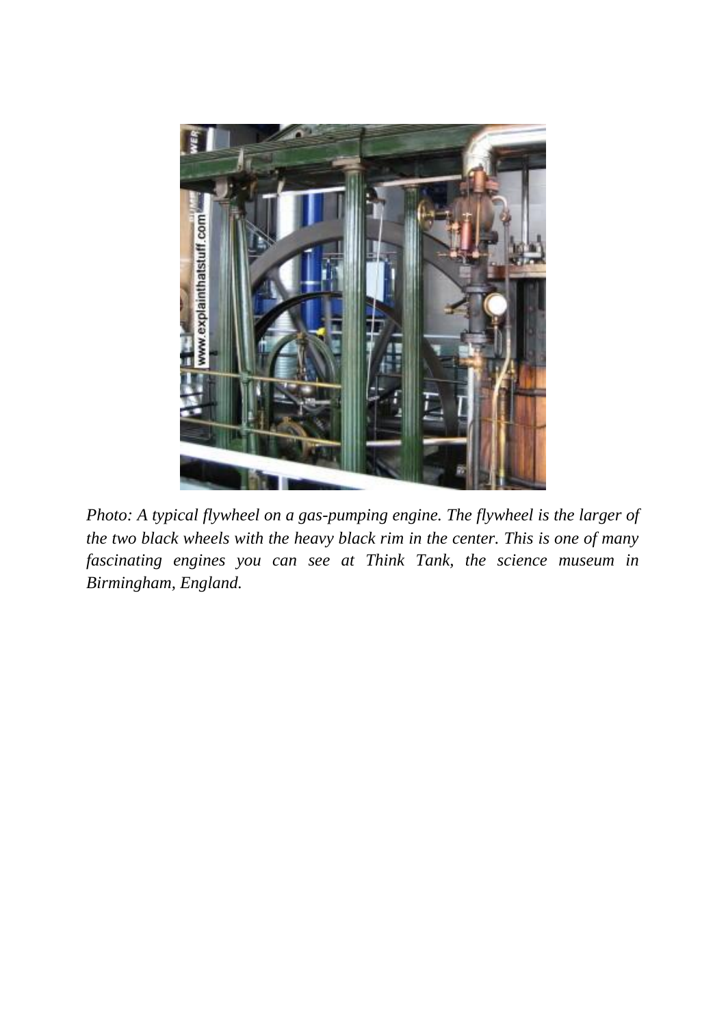*Photo: A typical flywheel on a gas-pumping engine. The flywheel is the larger of the two black wheels with the heavy black rim in the center. This is one of many fascinating engines you can see at Think Tank, the science museum in Birmingham, England.*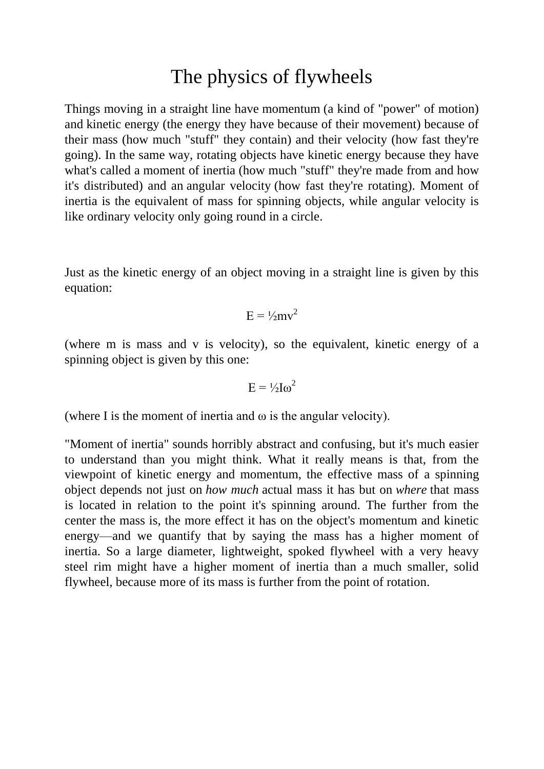# The physics of flywheels

Things moving in a straight line have momentum (a kind of "power" of motion) and kinetic energy (the energy they have because of their movement) because of their mass (how much "stuff" they contain) and their velocity (how fast they're going). In the same way, rotating objects have kinetic energy because they have what's called a moment of inertia (how much "stuff" they're made from and how it's distributed) and an angular velocity (how fast they're rotating). Moment of inertia is the equivalent of mass for spinning objects, while angular velocity is like ordinary velocity only going round in a circle.

Just as the kinetic energy of an object moving in a straight line is given by this equation:

$$E = \frac{1}{2}mv^2$$

(where m is mass and v is velocity), so the equivalent, kinetic energy of a spinning object is given by this one:

$$E = \frac{1}{2}I\omega^2$$

(where I is the moment of inertia and $\omega$ is the angular velocity).

"Moment of inertia" sounds horribly abstract and confusing, but it's much easier to understand than you might think. What it really means is that, from the viewpoint of kinetic energy and momentum, the effective mass of a spinning object depends not just on *how much* actual mass it has but on *where* that mass is located in relation to the point it's spinning around. The further from the center the mass is, the more effect it has on the object's momentum and kinetic energy—and we quantify that by saying the mass has a higher moment of inertia. So a large diameter, lightweight, spoked flywheel with a very heavy steel rim might have a higher moment of inertia than a much smaller, solid flywheel, because more of its mass is further from the point of rotation.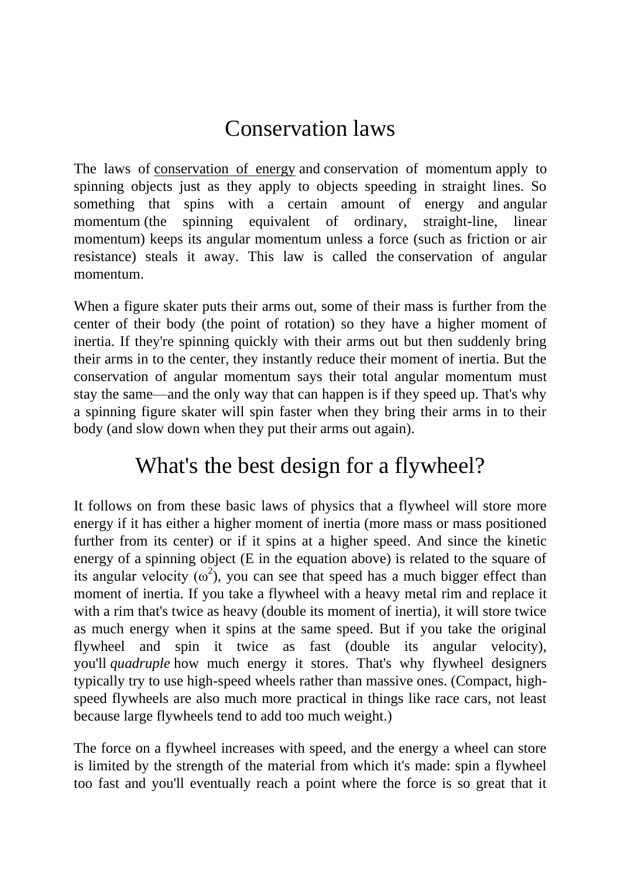# Conservation laws

The laws of conservation of energy and conservation of momentum apply to spinning objects just as they apply to objects speeding in straight lines. So something that spins with a certain amount of energy and angular momentum (the spinning equivalent of ordinary, straight-line, linear momentum) keeps its angular momentum unless a force (such as friction or air resistance) steals it away. This law is called the conservation of angular momentum.

When a figure skater puts their arms out, some of their mass is further from the center of their body (the point of rotation) so they have a higher moment of inertia. If they're spinning quickly with their arms out but then suddenly bring their arms in to the center, they instantly reduce their moment of inertia. But the conservation of angular momentum says their total angular momentum must stay the same—and the only way that can happen is if they speed up. That's why a spinning figure skater will spin faster when they bring their arms in to their body (and slow down when they put their arms out again).

# What's the best design for a flywheel?

It follows on from these basic laws of physics that a flywheel will store more energy if it has either a higher moment of inertia (more mass or mass positioned further from its center) or if it spins at a higher speed. And since the kinetic energy of a spinning object (E in the equation above) is related to the square of its angular velocity ($\omega^2$), you can see that speed has a much bigger effect than moment of inertia. If you take a flywheel with a heavy metal rim and replace it with a rim that's twice as heavy (double its moment of inertia), it will store twice as much energy when it spins at the same speed. But if you take the original flywheel and spin it twice as fast (double its angular velocity), you'll *quadruple* how much energy it stores. That's why flywheel designers typically try to use high-speed wheels rather than massive ones. (Compact, high-speed flywheels are also much more practical in things like race cars, not least because large flywheels tend to add too much weight.)

The force on a flywheel increases with speed, and the energy a wheel can store is limited by the strength of the material from which it's made: spin a flywheel too fast and you'll eventually reach a point where the force is so great that it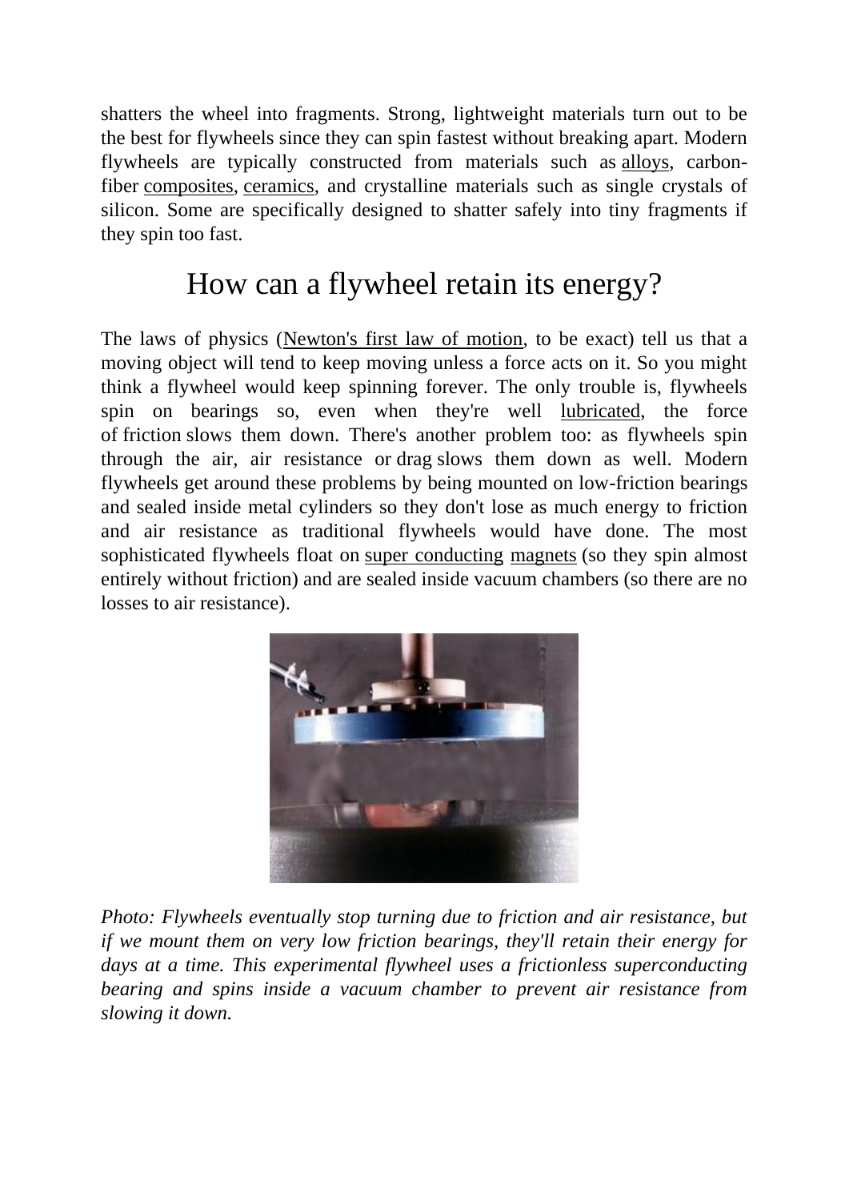shatters the wheel into fragments. Strong, lightweight materials turn out to be the best for flywheels since they can spin fastest without breaking apart. Modern flywheels are typically constructed from materials such as alloys, carbon-fiber composites, ceramics, and crystalline materials such as single crystals of silicon. Some are specifically designed to shatter safely into tiny fragments if they spin too fast.

## How can a flywheel retain its energy?

The laws of physics (Newton's first law of motion, to be exact) tell us that a moving object will tend to keep moving unless a force acts on it. So you might think a flywheel would keep spinning forever. The only trouble is, flywheels spin on bearings so, even when they're well lubricated, the force of friction slows them down. There's another problem too: as flywheels spin through the air, air resistance or drag slows them down as well. Modern flywheels get around these problems by being mounted on low-friction bearings and sealed inside metal cylinders so they don't lose as much energy to friction and air resistance as traditional flywheels would have done. The most sophisticated flywheels float on super conducting magnets (so they spin almost entirely without friction) and are sealed inside vacuum chambers (so there are no losses to air resistance).

*Photo: Flywheels eventually stop turning due to friction and air resistance, but if we mount them on very low friction bearings, they'll retain their energy for days at a time. This experimental flywheel uses a frictionless superconducting bearing and spins inside a vacuum chamber to prevent air resistance from slowing it down.*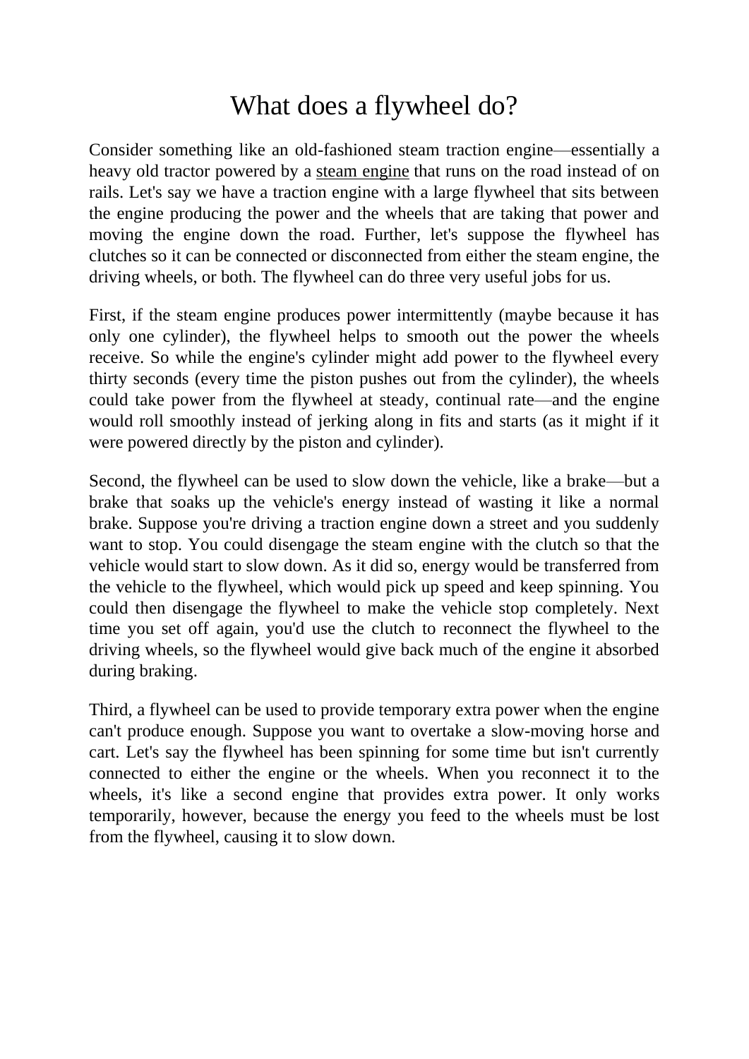# What does a flywheel do?

Consider something like an old-fashioned steam traction engine—essentially a heavy old tractor powered by a steam engine that runs on the road instead of on rails. Let's say we have a traction engine with a large flywheel that sits between the engine producing the power and the wheels that are taking that power and moving the engine down the road. Further, let's suppose the flywheel has clutches so it can be connected or disconnected from either the steam engine, the driving wheels, or both. The flywheel can do three very useful jobs for us.

First, if the steam engine produces power intermittently (maybe because it has only one cylinder), the flywheel helps to smooth out the power the wheels receive. So while the engine's cylinder might add power to the flywheel every thirty seconds (every time the piston pushes out from the cylinder), the wheels could take power from the flywheel at steady, continual rate—and the engine would roll smoothly instead of jerking along in fits and starts (as it might if it were powered directly by the piston and cylinder).

Second, the flywheel can be used to slow down the vehicle, like a brake—but a brake that soaks up the vehicle's energy instead of wasting it like a normal brake. Suppose you're driving a traction engine down a street and you suddenly want to stop. You could disengage the steam engine with the clutch so that the vehicle would start to slow down. As it did so, energy would be transferred from the vehicle to the flywheel, which would pick up speed and keep spinning. You could then disengage the flywheel to make the vehicle stop completely. Next time you set off again, you'd use the clutch to reconnect the flywheel to the driving wheels, so the flywheel would give back much of the engine it absorbed during braking.

Third, a flywheel can be used to provide temporary extra power when the engine can't produce enough. Suppose you want to overtake a slow-moving horse and cart. Let's say the flywheel has been spinning for some time but isn't currently connected to either the engine or the wheels. When you reconnect it to the wheels, it's like a second engine that provides extra power. It only works temporarily, however, because the energy you feed to the wheels must be lost from the flywheel, causing it to slow down.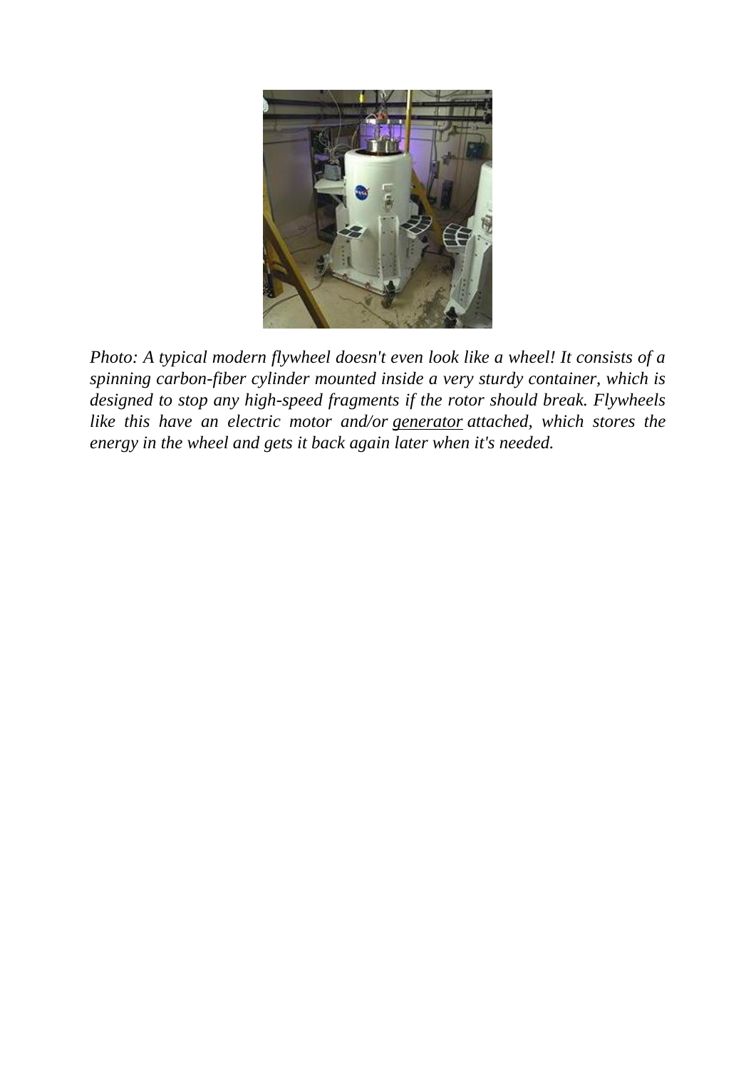*Photo: A typical modern flywheel doesn't even look like a wheel! It consists of a spinning carbon-fiber cylinder mounted inside a very sturdy container, which is designed to stop any high-speed fragments if the rotor should break. Flywheels like this have an electric motor and/or generator attached, which stores the energy in the wheel and gets it back again later when it's needed.*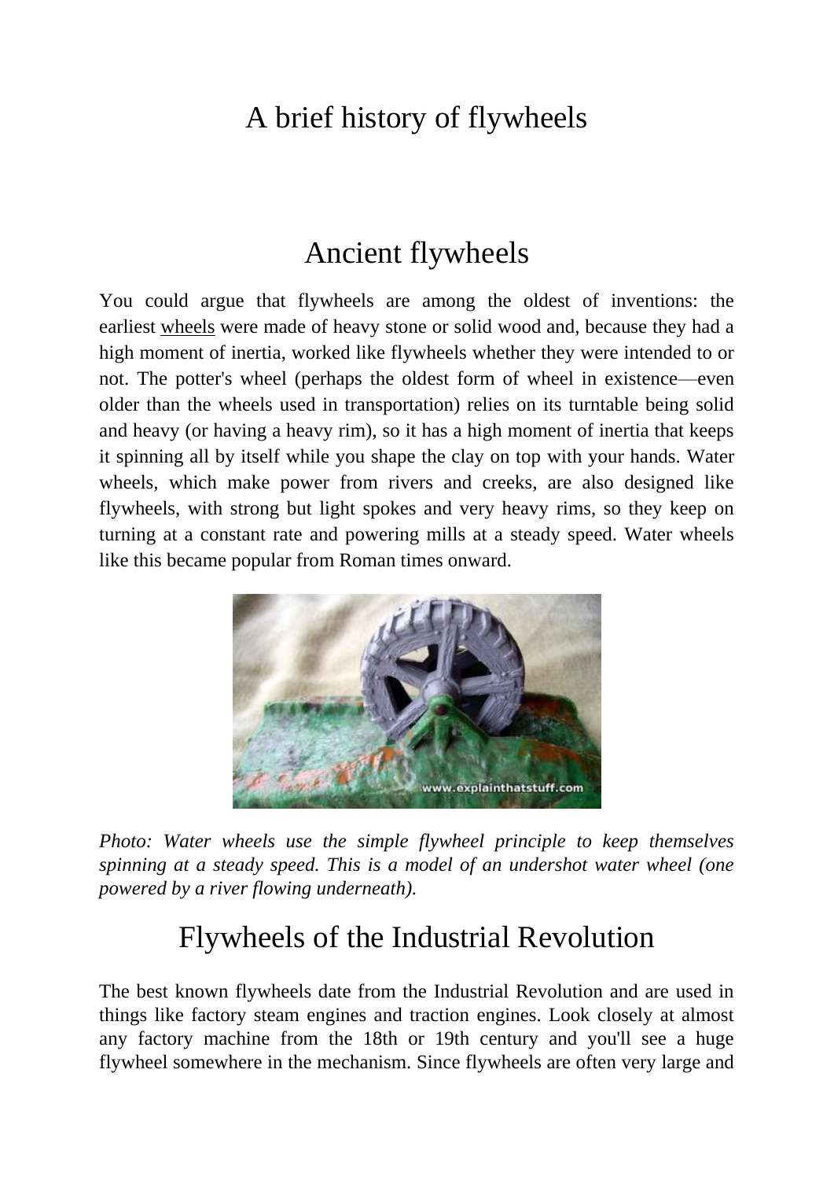# A brief history of flywheels

## Ancient flywheels

You could argue that flywheels are among the oldest of inventions: the earliest wheels were made of heavy stone or solid wood and, because they had a high moment of inertia, worked like flywheels whether they were intended to or not. The potter's wheel (perhaps the oldest form of wheel in existence—even older than the wheels used in transportation) relies on its turntable being solid and heavy (or having a heavy rim), so it has a high moment of inertia that keeps it spinning all by itself while you shape the clay on top with your hands. Water wheels, which make power from rivers and creeks, are also designed like flywheels, with strong but light spokes and very heavy rims, so they keep on turning at a constant rate and powering mills at a steady speed. Water wheels like this became popular from Roman times onward.

*Photo: Water wheels use the simple flywheel principle to keep themselves spinning at a steady speed. This is a model of an undershot water wheel (one powered by a river flowing underneath).*

## Flywheels of the Industrial Revolution

The best known flywheels date from the Industrial Revolution and are used in things like factory steam engines and traction engines. Look closely at almost any factory machine from the 18th or 19th century and you'll see a huge flywheel somewhere in the mechanism. Since flywheels are often very large and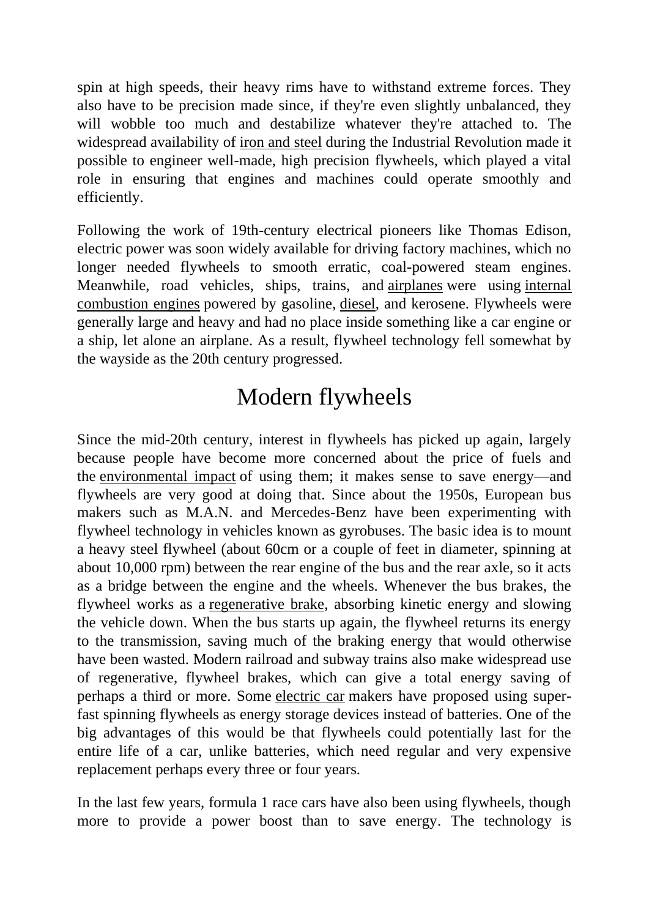spin at high speeds, their heavy rims have to withstand extreme forces. They also have to be precision made since, if they're even slightly unbalanced, they will wobble too much and destabilize whatever they're attached to. The widespread availability of iron and steel during the Industrial Revolution made it possible to engineer well-made, high precision flywheels, which played a vital role in ensuring that engines and machines could operate smoothly and efficiently.

Following the work of 19th-century electrical pioneers like Thomas Edison, electric power was soon widely available for driving factory machines, which no longer needed flywheels to smooth erratic, coal-powered steam engines. Meanwhile, road vehicles, ships, trains, and airplanes were using internal combustion engines powered by gasoline, diesel, and kerosene. Flywheels were generally large and heavy and had no place inside something like a car engine or a ship, let alone an airplane. As a result, flywheel technology fell somewhat by the wayside as the 20th century progressed.

## Modern flywheels

Since the mid-20th century, interest in flywheels has picked up again, largely because people have become more concerned about the price of fuels and the environmental impact of using them; it makes sense to save energy—and flywheels are very good at doing that. Since about the 1950s, European bus makers such as M.A.N. and Mercedes-Benz have been experimenting with flywheel technology in vehicles known as gyrobuses. The basic idea is to mount a heavy steel flywheel (about 60cm or a couple of feet in diameter, spinning at about 10,000 rpm) between the rear engine of the bus and the rear axle, so it acts as a bridge between the engine and the wheels. Whenever the bus brakes, the flywheel works as a regenerative brake, absorbing kinetic energy and slowing the vehicle down. When the bus starts up again, the flywheel returns its energy to the transmission, saving much of the braking energy that would otherwise have been wasted. Modern railroad and subway trains also make widespread use of regenerative, flywheel brakes, which can give a total energy saving of perhaps a third or more. Some electric car makers have proposed using super-fast spinning flywheels as energy storage devices instead of batteries. One of the big advantages of this would be that flywheels could potentially last for the entire life of a car, unlike batteries, which need regular and very expensive replacement perhaps every three or four years.

In the last few years, formula 1 race cars have also been using flywheels, though more to provide a power boost than to save energy. The technology is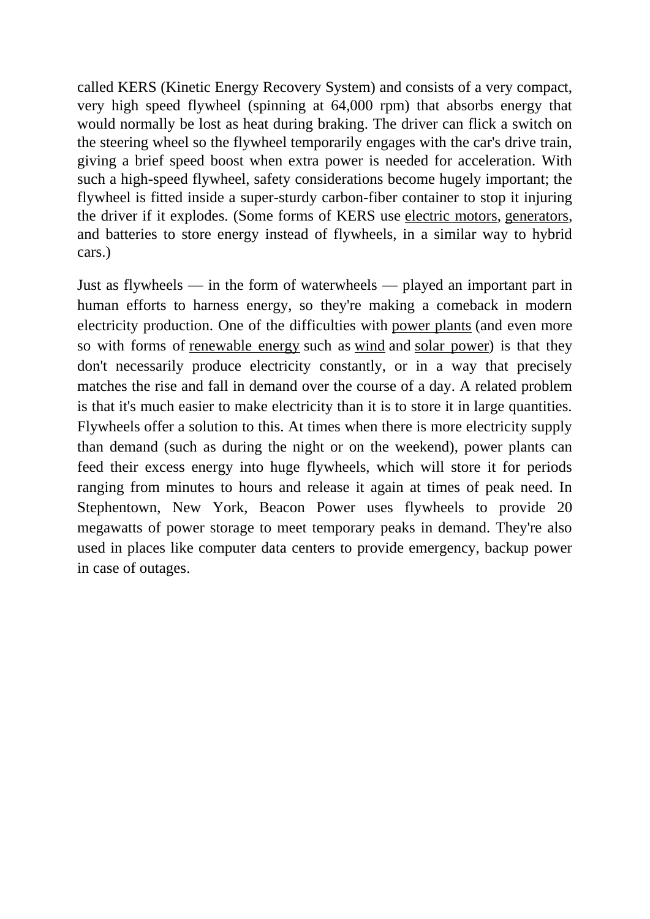called KERS (Kinetic Energy Recovery System) and consists of a very compact, very high speed flywheel (spinning at 64,000 rpm) that absorbs energy that would normally be lost as heat during braking. The driver can flick a switch on the steering wheel so the flywheel temporarily engages with the car's drive train, giving a brief speed boost when extra power is needed for acceleration. With such a high-speed flywheel, safety considerations become hugely important; the flywheel is fitted inside a super-sturdy carbon-fiber container to stop it injuring the driver if it explodes. (Some forms of KERS use electric motors, generators, and batteries to store energy instead of flywheels, in a similar way to hybrid cars.)

Just as flywheels — in the form of waterwheels — played an important part in human efforts to harness energy, so they're making a comeback in modern electricity production. One of the difficulties with power plants (and even more so with forms of renewable energy such as wind and solar power) is that they don't necessarily produce electricity constantly, or in a way that precisely matches the rise and fall in demand over the course of a day. A related problem is that it's much easier to make electricity than it is to store it in large quantities. Flywheels offer a solution to this. At times when there is more electricity supply than demand (such as during the night or on the weekend), power plants can feed their excess energy into huge flywheels, which will store it for periods ranging from minutes to hours and release it again at times of peak need. In Stephentown, New York, Beacon Power uses flywheels to provide 20 megawatts of power storage to meet temporary peaks in demand. They're also used in places like computer data centers to provide emergency, backup power in case of outages.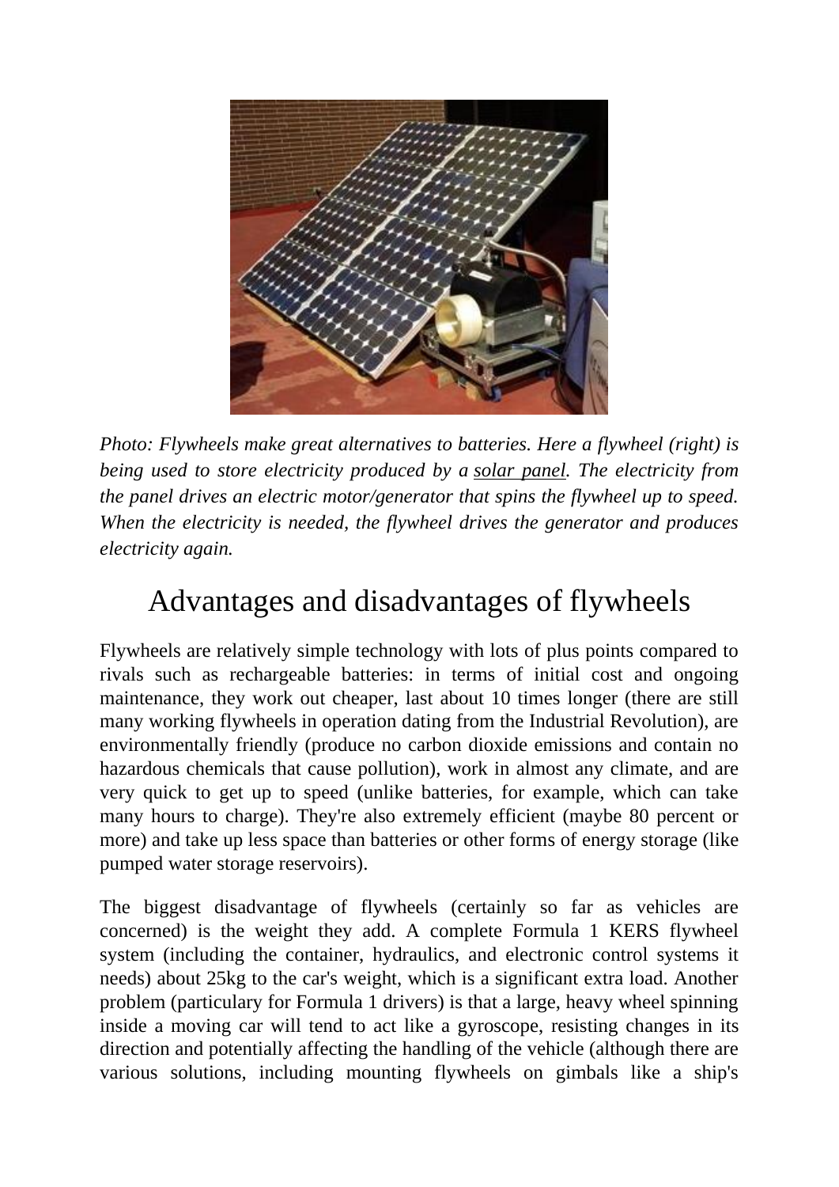*Photo: Flywheels make great alternatives to batteries. Here a flywheel (right) is being used to store electricity produced by a solar panel. The electricity from the panel drives an electric motor/generator that spins the flywheel up to speed. When the electricity is needed, the flywheel drives the generator and produces electricity again.*

## Advantages and disadvantages of flywheels

Flywheels are relatively simple technology with lots of plus points compared to rivals such as rechargeable batteries: in terms of initial cost and ongoing maintenance, they work out cheaper, last about 10 times longer (there are still many working flywheels in operation dating from the Industrial Revolution), are environmentally friendly (produce no carbon dioxide emissions and contain no hazardous chemicals that cause pollution), work in almost any climate, and are very quick to get up to speed (unlike batteries, for example, which can take many hours to charge). They're also extremely efficient (maybe 80 percent or more) and take up less space than batteries or other forms of energy storage (like pumped water storage reservoirs).

The biggest disadvantage of flywheels (certainly so far as vehicles are concerned) is the weight they add. A complete Formula 1 KERS flywheel system (including the container, hydraulics, and electronic control systems it needs) about 25kg to the car's weight, which is a significant extra load. Another problem (particulary for Formula 1 drivers) is that a large, heavy wheel spinning inside a moving car will tend to act like a gyroscope, resisting changes in its direction and potentially affecting the handling of the vehicle (although there are various solutions, including mounting flywheels on gimbals like a ship's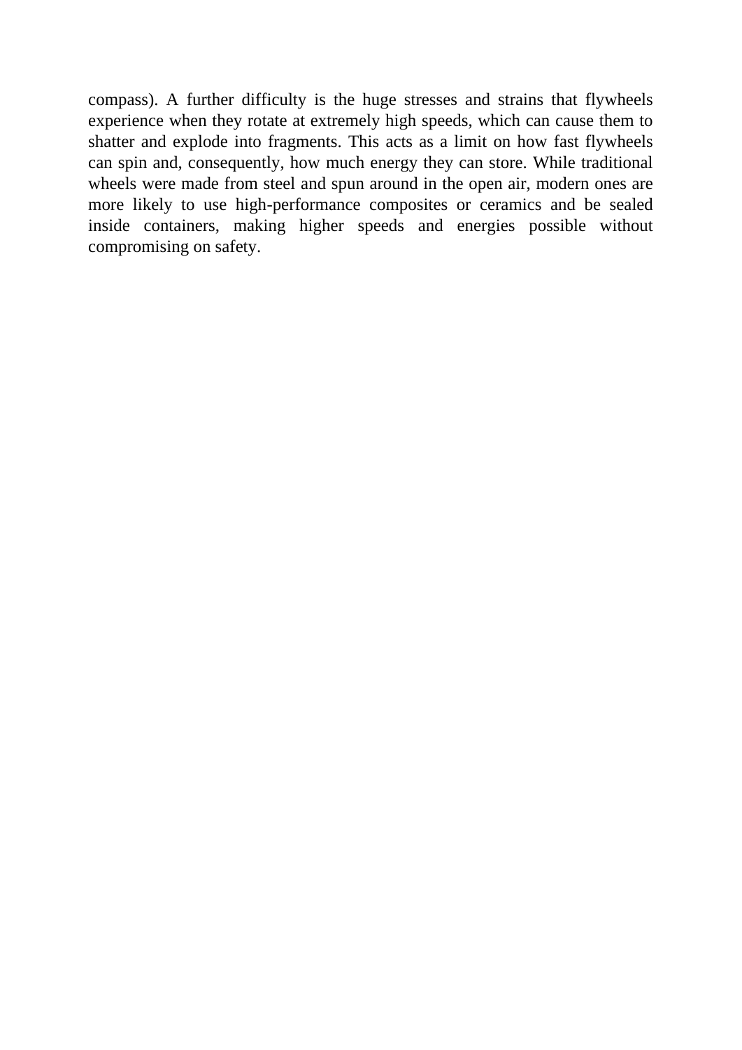compass). A further difficulty is the huge stresses and strains that flywheels experience when they rotate at extremely high speeds, which can cause them to shatter and explode into fragments. This acts as a limit on how fast flywheels can spin and, consequently, how much energy they can store. While traditional wheels were made from steel and spun around in the open air, modern ones are more likely to use high-performance composites or ceramics and be sealed inside containers, making higher speeds and energies possible without compromising on safety.